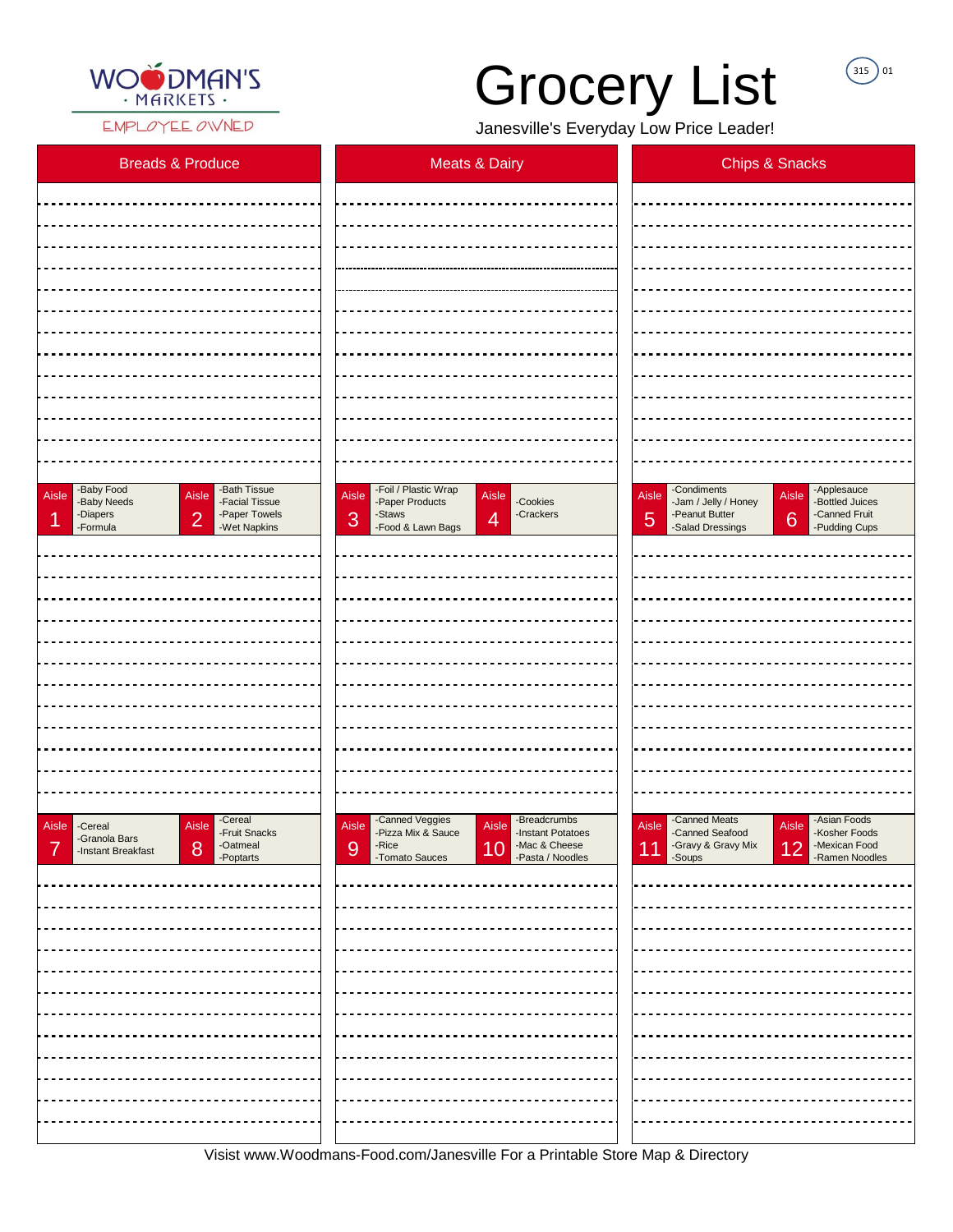WOODMAN'S · MARKETS ·
EMPLOYEE OWNED

# Grocery List

Janesville's Everyday Low Price Leader!

315 01

| Breads & Produce | Meats & Dairy | Chips & Snacks |
|---|---|---|

| Aisle 1 | Aisle 2 | Aisle 3 | Aisle 4 | Aisle 5 | Aisle 6 |
|---|---|---|---|---|---|
| -Baby Food<br>-Baby Needs<br>-Diapers<br>-Formula | -Bath Tissue<br>-Facial Tissue<br>-Paper Towels<br>-Wet Napkins | -Foil / Plastic Wrap<br>-Paper Products<br>-Staws<br>-Food & Lawn Bags | -Cookies<br>-Crackers | -Condiments<br>-Jam / Jelly / Honey<br>-Peanut Butter<br>-Salad Dressings | -Applesauce<br>-Bottled Juices<br>-Canned Fruit<br>-Pudding Cups |

| Aisle 7 | Aisle 8 | Aisle 9 | Aisle 10 | Aisle 11 | Aisle 12 |
|---|---|---|---|---|---|
| -Cereal<br>-Granola Bars<br>-Instant Breakfast | -Cereal<br>-Fruit Snacks<br>-Oatmeal<br>-Poptarts | -Canned Veggies<br>-Pizza Mix & Sauce<br>-Rice<br>-Tomato Sauces | -Breadcrumbs<br>-Instant Potatoes<br>-Mac & Cheese<br>-Pasta / Noodles | -Canned Meats<br>-Canned Seafood<br>-Gravy & Gravy Mix<br>-Soups | -Asian Foods<br>-Kosher Foods<br>-Mexican Food<br>-Ramen Noodles |

Visit www.Woodmans-Food.com/Janesville For a Printable Store Map & Directory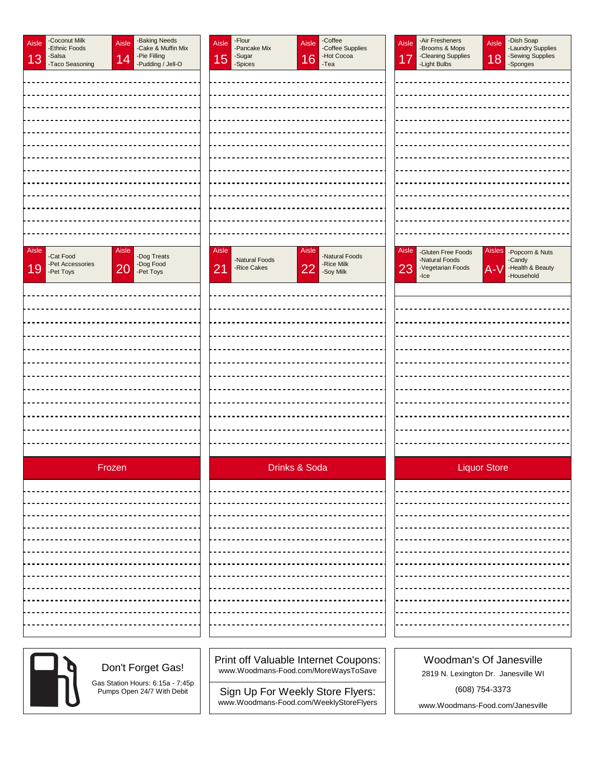| Aisle 13 | Aisle 14 | Aisle 15 | Aisle 16 | Aisle 17 | Aisle 18 |
|---|---|---|---|---|---|
| -Coconut Milk<br>-Ethnic Foods<br>-Salsa<br>-Taco Seasoning | -Baking Needs<br>-Cake & Muffin Mix<br>-Pie Filling<br>-Pudding / Jell-O | -Flour<br>-Pancake Mix<br>-Sugar<br>-Spices | -Coffee<br>-Coffee Supplies<br>-Hot Cocoa<br>-Tea | -Air Fresheners<br>-Brooms & Mops<br>-Cleaning Supplies<br>-Light Bulbs | -Dish Soap<br>-Laundry Supplies<br>-Sewing Supplies<br>-Sponges |

| Aisle 19 | Aisle 20 | Aisle 21 | Aisle 22 | Aisle 23 | Aisles A-V |
|---|---|---|---|---|---|
| -Cat Food<br>-Pet Accessories<br>-Pet Toys | -Dog Treats<br>-Dog Food<br>-Pet Toys | -Natural Foods<br>-Rice Cakes | -Natural Foods<br>-Rice Milk<br>-Soy Milk | -Gluten Free Foods<br>-Natural Foods<br>-Vegetarian Foods<br>-Ice | -Popcorn & Nuts<br>-Candy<br>-Health & Beauty<br>-Household |

## Frozen

## Drinks & Soda

## Liquor Store

Don't Forget Gas!

Gas Station Hours: 6:15a - 7:45p
Pumps Open 24/7 With Debit

Print off Valuable Internet Coupons:
www.Woodmans-Food.com/MoreWaysToSave

Sign Up For Weekly Store Flyers:
www.Woodmans-Food.com/WeeklyStoreFlyers

Woodman's Of Janesville

2819 N. Lexington Dr. Janesville WI

(608) 754-3373

www.Woodmans-Food.com/Janesville